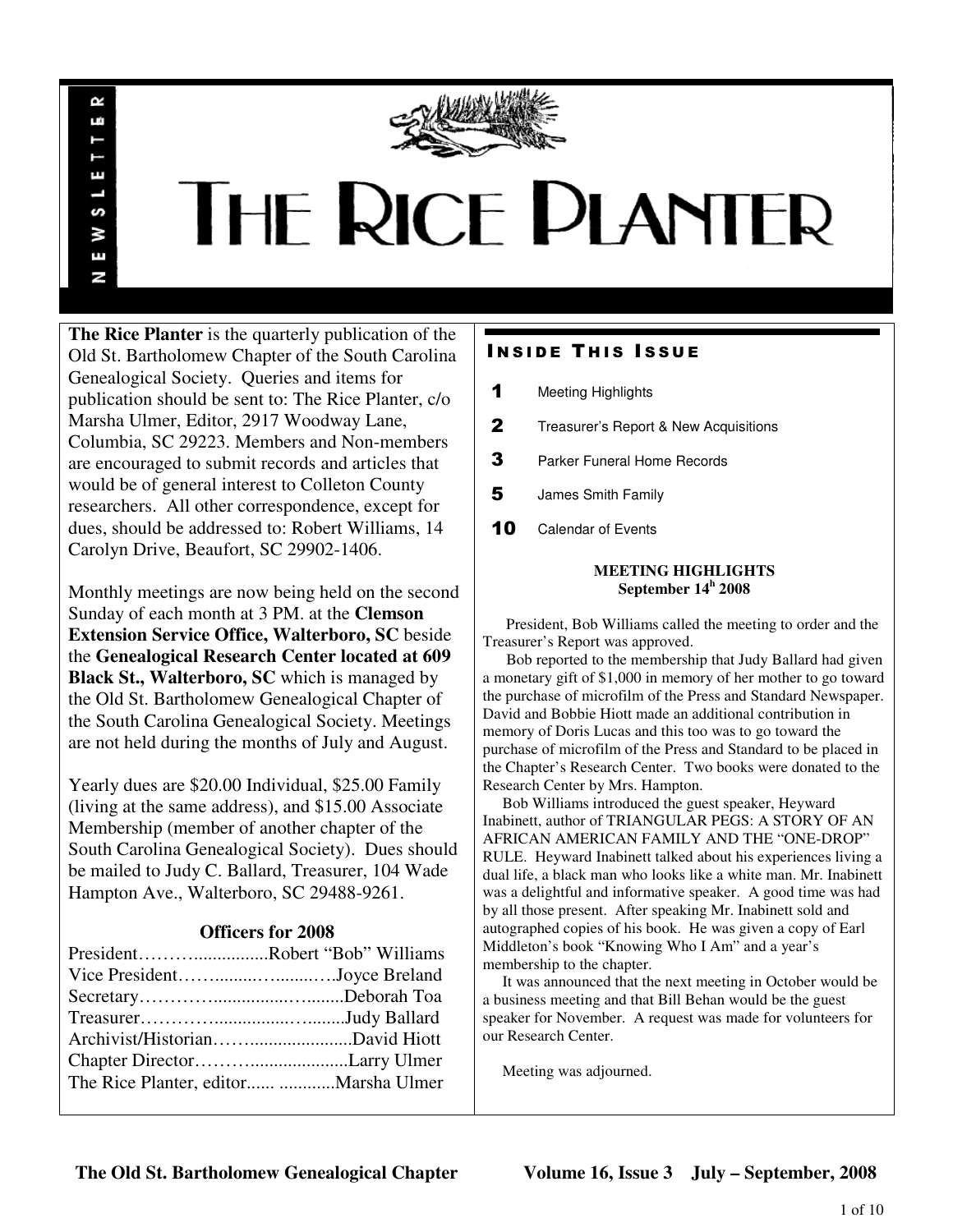# THE RICE PLANTER

NEWSLETTER

**The Rice Planter** is the quarterly publication of the Old St. Bartholomew Chapter of the South Carolina Genealogical Society. Queries and items for publication should be sent to: The Rice Planter, c/o Marsha Ulmer, Editor, 2917 Woodway Lane, Columbia, SC 29223. Members and Non-members are encouraged to submit records and articles that would be of general interest to Colleton County researchers. All other correspondence, except for dues, should be addressed to: Robert Williams, 14 Carolyn Drive, Beaufort, SC 29902-1406.

Monthly meetings are now being held on the second Sunday of each month at 3 PM. at the **Clemson Extension Service Office, Walterboro, SC** beside the **Genealogical Research Center located at 609 Black St., Walterboro, SC** which is managed by the Old St. Bartholomew Genealogical Chapter of the South Carolina Genealogical Society. Meetings are not held during the months of July and August.

Yearly dues are $20.00 Individual, $25.00 Family (living at the same address), and $15.00 Associate Membership (member of another chapter of the South Carolina Genealogical Society). Dues should be mailed to Judy C. Ballard, Treasurer, 104 Wade Hampton Ave., Walterboro, SC 29488-9261.

### Officers for 2008

President……….................Robert "Bob" Williams
Vice President……........…........….Joyce Breland
Secretary…………..............….........Deborah Toa
Treasurer………….............…........Judy Ballard
Archivist/Historian……......................David Hiott
Chapter Director………......................Larry Ulmer
The Rice Planter, editor...... ............Marsha Ulmer

## Inside This Issue

| | |
|---|---|
| 1 | Meeting Highlights |
| 2 | Treasurer's Report & New Acquisitions |
| 3 | Parker Funeral Home Records |
| 5 | James Smith Family |
| 10 | Calendar of Events |

### MEETING HIGHLIGHTS
### September 14h 2008

President, Bob Williams called the meeting to order and the Treasurer's Report was approved.

Bob reported to the membership that Judy Ballard had given a monetary gift of $1,000 in memory of her mother to go toward the purchase of microfilm of the Press and Standard Newspaper. David and Bobbie Hiott made an additional contribution in memory of Doris Lucas and this too was to go toward the purchase of microfilm of the Press and Standard to be placed in the Chapter's Research Center. Two books were donated to the Research Center by Mrs. Hampton.

Bob Williams introduced the guest speaker, Heyward Inabinett, author of TRIANGULAR PEGS: A STORY OF AN AFRICAN AMERICAN FAMILY AND THE "ONE-DROP" RULE. Heyward Inabinett talked about his experiences living a dual life, a black man who looks like a white man. Mr. Inabinett was a delightful and informative speaker. A good time was had by all those present. After speaking Mr. Inabinett sold and autographed copies of his book. He was given a copy of Earl Middleton's book "Knowing Who I Am" and a year's membership to the chapter.

It was announced that the next meeting in October would be a business meeting and that Bill Behan would be the guest speaker for November. A request was made for volunteers for our Research Center.

Meeting was adjourned.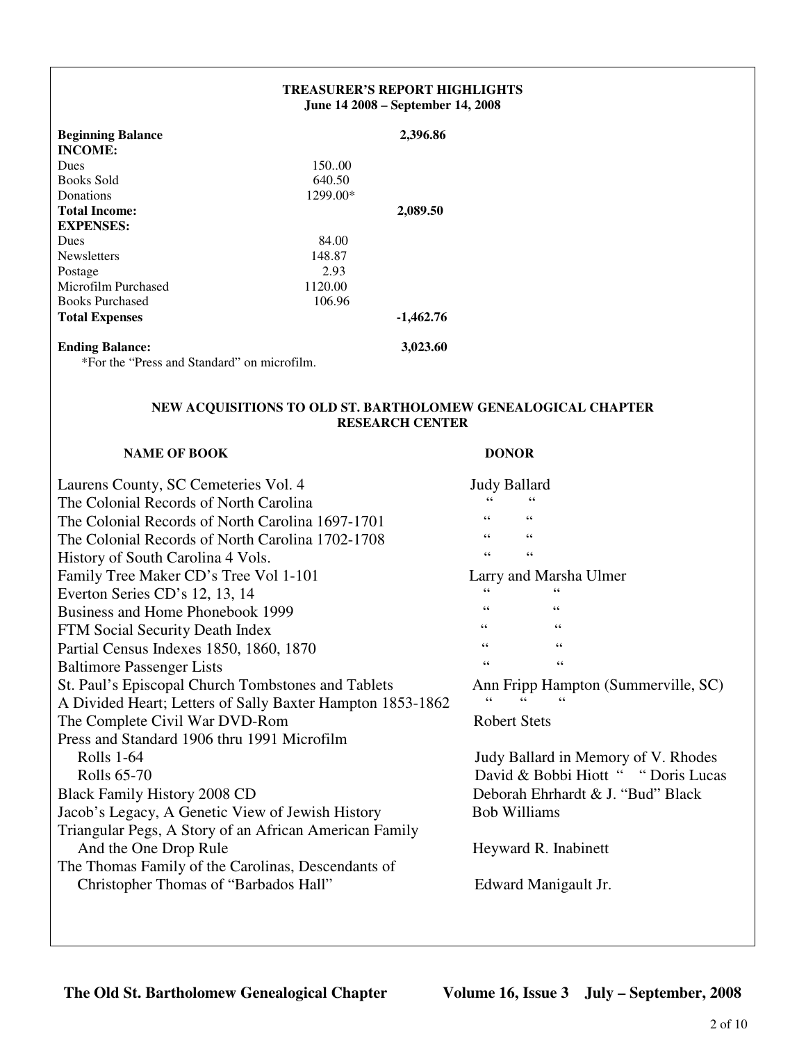## TREASURER'S REPORT HIGHLIGHTS

**June 14 2008 – September 14, 2008**

| | | |
|---|---|---|
| **Beginning Balance** | | **2,396.86** |
| **INCOME:** | | |
| Dues | 150..00 | |
| Books Sold | 640.50 | |
| Donations | 1299.00* | |
| **Total Income:** | | **2,089.50** |
| **EXPENSES:** | | |
| Dues | 84.00 | |
| Newsletters | 148.87 | |
| Postage | 2.93 | |
| Microfilm Purchased | 1120.00 | |
| Books Purchased | 106.96 | |
| **Total Expenses** | | **-1,462.76** |
| **Ending Balance:** | | **3,023.60** |

*For the "Press and Standard" on microfilm.

## NEW ACQUISITIONS TO OLD ST. BARTHOLOMEW GENEALOGICAL CHAPTER RESEARCH CENTER

| NAME OF BOOK | DONOR |
|---|---|
| Laurens County, SC Cemeteries Vol. 4 | Judy Ballard |
| The Colonial Records of North Carolina | " " |
| The Colonial Records of North Carolina 1697-1701 | " " |
| The Colonial Records of North Carolina 1702-1708 | " " |
| History of South Carolina 4 Vols. | " " |
| Family Tree Maker CD's Tree Vol 1-101 | Larry and Marsha Ulmer |
| Everton Series CD's 12, 13, 14 | " " |
| Business and Home Phonebook 1999 | " " |
| FTM Social Security Death Index | " " |
| Partial Census Indexes 1850, 1860, 1870 | " " |
| Baltimore Passenger Lists | " " |
| St. Paul's Episcopal Church Tombstones and Tablets | Ann Fripp Hampton (Summerville, SC) |
| A Divided Heart; Letters of Sally Baxter Hampton 1853-1862 | " " " |
| The Complete Civil War DVD-Rom | Robert Stets |
| Press and Standard 1906 thru 1991 Microfilm | |
| Rolls 1-64 | Judy Ballard in Memory of V. Rhodes |
| Rolls 65-70 | David & Bobbi Hiott " " Doris Lucas |
| Black Family History 2008 CD | Deborah Ehrhardt & J. "Bud" Black |
| Jacob's Legacy, A Genetic View of Jewish History | Bob Williams |
| Triangular Pegs, A Story of an African American Family And the One Drop Rule | Heyward R. Inabinett |
| The Thomas Family of the Carolinas, Descendants of Christopher Thomas of "Barbados Hall" | Edward Manigault Jr. |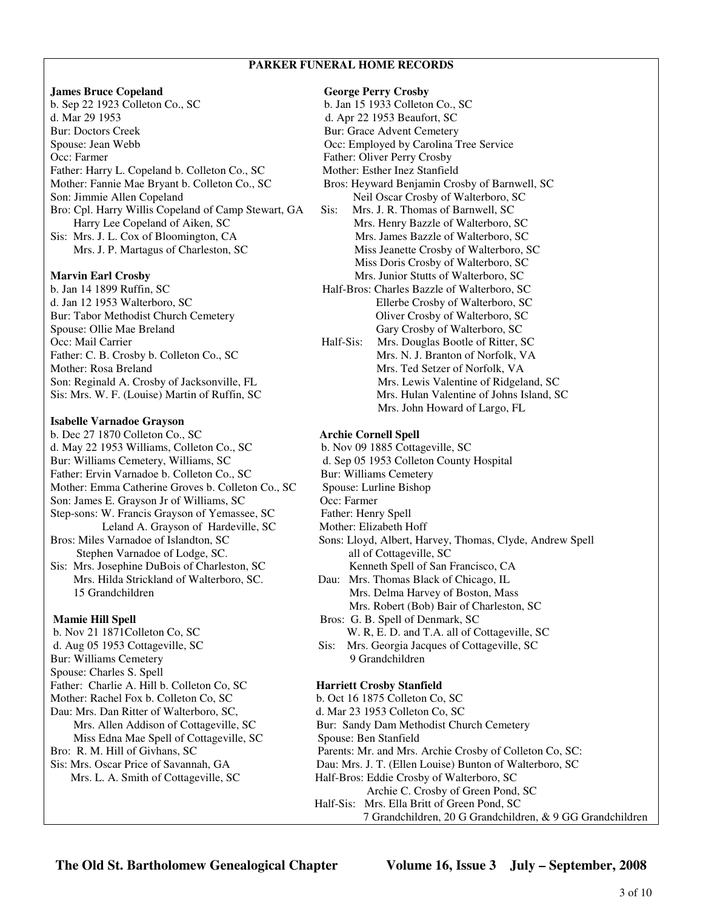## PARKER FUNERAL HOME RECORDS

**James Bruce Copeland**
b. Sep 22 1923 Colleton Co., SC
d. Mar 29 1953
Bur: Doctors Creek
Spouse: Jean Webb
Occ: Farmer
Father: Harry L. Copeland b. Colleton Co., SC
Mother: Fannie Mae Bryant b. Colleton Co., SC
Son: Jimmie Allen Copeland
Bro: Cpl. Harry Willis Copeland of Camp Stewart, GA
Harry Lee Copeland of Aiken, SC
Sis: Mrs. J. L. Cox of Bloomington, CA
Mrs. J. P. Martagus of Charleston, SC

**Marvin Earl Crosby**
b. Jan 14 1899 Ruffin, SC
d. Jan 12 1953 Walterboro, SC
Bur: Tabor Methodist Church Cemetery
Spouse: Ollie Mae Breland
Occ: Mail Carrier
Father: C. B. Crosby b. Colleton Co., SC
Mother: Rosa Breland
Son: Reginald A. Crosby of Jacksonville, FL
Sis: Mrs. W. F. (Louise) Martin of Ruffin, SC

**Isabelle Varnadoe Grayson**
b. Dec 27 1870 Colleton Co., SC
d. May 22 1953 Williams, Colleton Co., SC
Bur: Williams Cemetery, Williams, SC
Father: Ervin Varnadoe b. Colleton Co., SC
Mother: Emma Catherine Groves b. Colleton Co., SC
Son: James E. Grayson Jr of Williams, SC
Step-sons: W. Francis Grayson of Yemassee, SC
Leland A. Grayson of Hardeville, SC
Bros: Miles Varnadoe of Islandton, SC
Stephen Varnadoe of Lodge, SC.
Sis: Mrs. Josephine DuBois of Charleston, SC
Mrs. Hilda Strickland of Walterboro, SC.
15 Grandchildren

**Mamie Hill Spell**
b. Nov 21 1871Colleton Co, SC
d. Aug 05 1953 Cottageville, SC
Bur: Williams Cemetery
Spouse: Charles S. Spell
Father: Charlie A. Hill b. Colleton Co, SC
Mother: Rachel Fox b. Colleton Co, SC
Dau: Mrs. Dan Ritter of Walterboro, SC,
Mrs. Allen Addison of Cottageville, SC
Miss Edna Mae Spell of Cottageville, SC
Bro: R. M. Hill of Givhans, SC
Sis: Mrs. Oscar Price of Savannah, GA
Mrs. L. A. Smith of Cottageville, SC

**George Perry Crosby**
b. Jan 15 1933 Colleton Co., SC
d. Apr 22 1953 Beaufort, SC
Bur: Grace Advent Cemetery
Occ: Employed by Carolina Tree Service
Father: Oliver Perry Crosby
Mother: Esther Inez Stanfield
Bros: Heyward Benjamin Crosby of Barnwell, SC
Neil Oscar Crosby of Walterboro, SC
Sis: Mrs. J. R. Thomas of Barnwell, SC
Mrs. Henry Bazzle of Walterboro, SC
Mrs. James Bazzle of Walterboro, SC
Miss Jeanette Crosby of Walterboro, SC
Miss Doris Crosby of Walterboro, SC
Mrs. Junior Stutts of Walterboro, SC
Half-Bros: Charles Bazzle of Walterboro, SC
Ellerbe Crosby of Walterboro, SC
Oliver Crosby of Walterboro, SC
Gary Crosby of Walterboro, SC
Half-Sis: Mrs. Douglas Bootle of Ritter, SC
Mrs. N. J. Branton of Norfolk, VA
Mrs. Ted Setzer of Norfolk, VA
Mrs. Lewis Valentine of Ridgeland, SC
Mrs. Hulan Valentine of Johns Island, SC
Mrs. John Howard of Largo, FL

**Archie Cornell Spell**
b. Nov 09 1885 Cottageville, SC
d. Sep 05 1953 Colleton County Hospital
Bur: Williams Cemetery
Spouse: Lurline Bishop
Occ: Farmer
Father: Henry Spell
Mother: Elizabeth Hoff
Sons: Lloyd, Albert, Harvey, Thomas, Clyde, Andrew Spell
all of Cottageville, SC
Kenneth Spell of San Francisco, CA
Dau: Mrs. Thomas Black of Chicago, IL
Mrs. Delma Harvey of Boston, Mass
Mrs. Robert (Bob) Bair of Charleston, SC
Bros: G. B. Spell of Denmark, SC
W. R, E. D. and T.A. all of Cottageville, SC
Sis: Mrs. Georgia Jacques of Cottageville, SC
9 Grandchildren

**Harriett Crosby Stanfield**
b. Oct 16 1875 Colleton Co, SC
d. Mar 23 1953 Colleton Co, SC
Bur: Sandy Dam Methodist Church Cemetery
Spouse: Ben Stanfield
Parents: Mr. and Mrs. Archie Crosby of Colleton Co, SC:
Dau: Mrs. J. T. (Ellen Louise) Bunton of Walterboro, SC
Half-Bros: Eddie Crosby of Walterboro, SC
Archie C. Crosby of Green Pond, SC
Half-Sis: Mrs. Ella Britt of Green Pond, SC
7 Grandchildren, 20 G Grandchildren, & 9 GG Grandchildren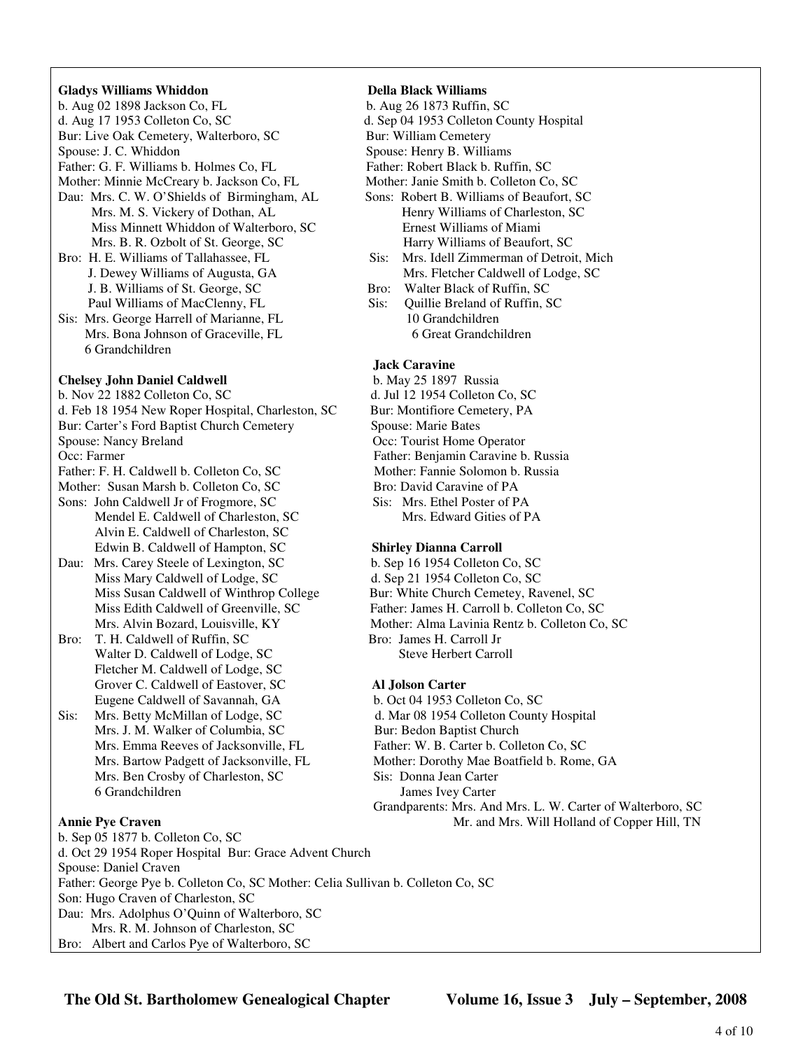**Gladys Williams Whiddon**
b. Aug 02 1898 Jackson Co, FL
d. Aug 17 1953 Colleton Co, SC
Bur: Live Oak Cemetery, Walterboro, SC
Spouse: J. C. Whiddon
Father: G. F. Williams b. Holmes Co, FL
Mother: Minnie McCreary b. Jackson Co, FL
Dau: Mrs. C. W. O'Shields of Birmingham, AL
Mrs. M. S. Vickery of Dothan, AL
Miss Minnett Whiddon of Walterboro, SC
Mrs. B. R. Ozbolt of St. George, SC
Bro: H. E. Williams of Tallahassee, FL
J. Dewey Williams of Augusta, GA
J. B. Williams of St. George, SC
Paul Williams of MacClenny, FL
Sis: Mrs. George Harrell of Marianne, FL
Mrs. Bona Johnson of Graceville, FL
6 Grandchildren

**Chelsey John Daniel Caldwell**
b. Nov 22 1882 Colleton Co, SC
d. Feb 18 1954 New Roper Hospital, Charleston, SC
Bur: Carter's Ford Baptist Church Cemetery
Spouse: Nancy Breland
Occ: Farmer
Father: F. H. Caldwell b. Colleton Co, SC
Mother: Susan Marsh b. Colleton Co, SC
Sons: John Caldwell Jr of Frogmore, SC
Mendel E. Caldwell of Charleston, SC
Alvin E. Caldwell of Charleston, SC
Edwin B. Caldwell of Hampton, SC
Dau: Mrs. Carey Steele of Lexington, SC
Miss Mary Caldwell of Lodge, SC
Miss Susan Caldwell of Winthrop College
Miss Edith Caldwell of Greenville, SC
Mrs. Alvin Bozard, Louisville, KY
Bro: T. H. Caldwell of Ruffin, SC
Walter D. Caldwell of Lodge, SC
Fletcher M. Caldwell of Lodge, SC
Grover C. Caldwell of Eastover, SC
Eugene Caldwell of Savannah, GA
Sis: Mrs. Betty McMillan of Lodge, SC
Mrs. J. M. Walker of Columbia, SC
Mrs. Emma Reeves of Jacksonville, FL
Mrs. Bartow Padgett of Jacksonville, FL
Mrs. Ben Crosby of Charleston, SC
6 Grandchildren

**Della Black Williams**
b. Aug 26 1873 Ruffin, SC
d. Sep 04 1953 Colleton County Hospital
Bur: William Cemetery
Spouse: Henry B. Williams
Father: Robert Black b. Ruffin, SC
Mother: Janie Smith b. Colleton Co, SC
Sons: Robert B. Williams of Beaufort, SC
Henry Williams of Charleston, SC
Ernest Williams of Miami
Harry Williams of Beaufort, SC
Sis: Mrs. Idell Zimmerman of Detroit, Mich
Mrs. Fletcher Caldwell of Lodge, SC
Bro: Walter Black of Ruffin, SC
Sis: Quillie Breland of Ruffin, SC
10 Grandchildren
6 Great Grandchildren

**Jack Caravine**
b. May 25 1897 Russia
d. Jul 12 1954 Colleton Co, SC
Bur: Montifiore Cemetery, PA
Spouse: Marie Bates
Occ: Tourist Home Operator
Father: Benjamin Caravine b. Russia
Mother: Fannie Solomon b. Russia
Bro: David Caravine of PA
Sis: Mrs. Ethel Poster of PA
Mrs. Edward Gities of PA

**Shirley Dianna Carroll**
b. Sep 16 1954 Colleton Co, SC
d. Sep 21 1954 Colleton Co, SC
Bur: White Church Cemetey, Ravenel, SC
Father: James H. Carroll b. Colleton Co, SC
Mother: Alma Lavinia Rentz b. Colleton Co, SC
Bro: James H. Carroll Jr
Steve Herbert Carroll

**Al Jolson Carter**
b. Oct 04 1953 Colleton Co, SC
d. Mar 08 1954 Colleton County Hospital
Bur: Bedon Baptist Church
Father: W. B. Carter b. Colleton Co, SC
Mother: Dorothy Mae Boatfield b. Rome, GA
Sis: Donna Jean Carter
James Ivey Carter
Grandparents: Mrs. And Mrs. L. W. Carter of Walterboro, SC
Mr. and Mrs. Will Holland of Copper Hill, TN

**Annie Pye Craven**
b. Sep 05 1877 b. Colleton Co, SC
d. Oct 29 1954 Roper Hospital Bur: Grace Advent Church
Spouse: Daniel Craven
Father: George Pye b. Colleton Co, SC Mother: Celia Sullivan b. Colleton Co, SC
Son: Hugo Craven of Charleston, SC
Dau: Mrs. Adolphus O'Quinn of Walterboro, SC
Mrs. R. M. Johnson of Charleston, SC
Bro: Albert and Carlos Pye of Walterboro, SC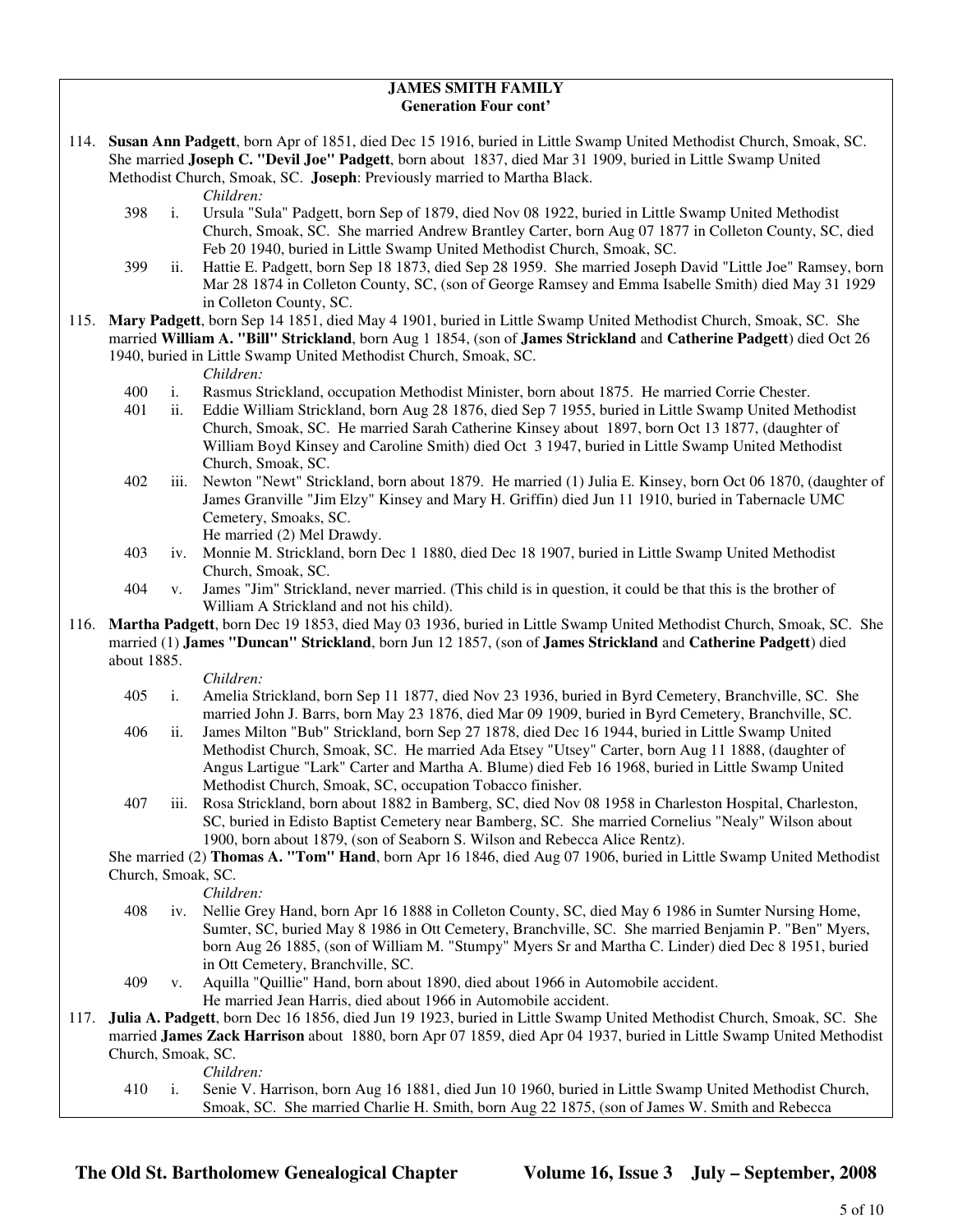## JAMES SMITH FAMILY
### Generation Four cont'

114\. **Susan Ann Padgett**, born Apr of 1851, died Dec 15 1916, buried in Little Swamp United Methodist Church, Smoak, SC. She married **Joseph C. "Devil Joe" Padgett**, born about 1837, died Mar 31 1909, buried in Little Swamp United Methodist Church, Smoak, SC. **Joseph**: Previously married to Martha Black.

*Children:*

- 398 i. Ursula "Sula" Padgett, born Sep of 1879, died Nov 08 1922, buried in Little Swamp United Methodist Church, Smoak, SC. She married Andrew Brantley Carter, born Aug 07 1877 in Colleton County, SC, died Feb 20 1940, buried in Little Swamp United Methodist Church, Smoak, SC.
- 399 ii. Hattie E. Padgett, born Sep 18 1873, died Sep 28 1959. She married Joseph David "Little Joe" Ramsey, born Mar 28 1874 in Colleton County, SC, (son of George Ramsey and Emma Isabelle Smith) died May 31 1929 in Colleton County, SC.

115\. **Mary Padgett**, born Sep 14 1851, died May 4 1901, buried in Little Swamp United Methodist Church, Smoak, SC. She married **William A. "Bill" Strickland**, born Aug 1 1854, (son of **James Strickland** and **Catherine Padgett**) died Oct 26 1940, buried in Little Swamp United Methodist Church, Smoak, SC.

*Children:*

- 400 i. Rasmus Strickland, occupation Methodist Minister, born about 1875. He married Corrie Chester.
- 401 ii. Eddie William Strickland, born Aug 28 1876, died Sep 7 1955, buried in Little Swamp United Methodist Church, Smoak, SC. He married Sarah Catherine Kinsey about 1897, born Oct 13 1877, (daughter of William Boyd Kinsey and Caroline Smith) died Oct 3 1947, buried in Little Swamp United Methodist Church, Smoak, SC.
- 402 iii. Newton "Newt" Strickland, born about 1879. He married (1) Julia E. Kinsey, born Oct 06 1870, (daughter of James Granville "Jim Elzy" Kinsey and Mary H. Griffin) died Jun 11 1910, buried in Tabernacle UMC Cemetery, Smoaks, SC.
  He married (2) Mel Drawdy.
- 403 iv. Monnie M. Strickland, born Dec 1 1880, died Dec 18 1907, buried in Little Swamp United Methodist Church, Smoak, SC.
- 404 v. James "Jim" Strickland, never married. (This child is in question, it could be that this is the brother of William A Strickland and not his child).

116\. **Martha Padgett**, born Dec 19 1853, died May 03 1936, buried in Little Swamp United Methodist Church, Smoak, SC. She married (1) **James "Duncan" Strickland**, born Jun 12 1857, (son of **James Strickland** and **Catherine Padgett**) died about 1885.

*Children:*

- 405 i. Amelia Strickland, born Sep 11 1877, died Nov 23 1936, buried in Byrd Cemetery, Branchville, SC. She married John J. Barrs, born May 23 1876, died Mar 09 1909, buried in Byrd Cemetery, Branchville, SC.
- 406 ii. James Milton "Bub" Strickland, born Sep 27 1878, died Dec 16 1944, buried in Little Swamp United Methodist Church, Smoak, SC. He married Ada Etsey "Utsey" Carter, born Aug 11 1888, (daughter of Angus Lartigue "Lark" Carter and Martha A. Blume) died Feb 16 1968, buried in Little Swamp United Methodist Church, Smoak, SC, occupation Tobacco finisher.
- 407 iii. Rosa Strickland, born about 1882 in Bamberg, SC, died Nov 08 1958 in Charleston Hospital, Charleston, SC, buried in Edisto Baptist Cemetery near Bamberg, SC. She married Cornelius "Nealy" Wilson about 1900, born about 1879, (son of Seaborn S. Wilson and Rebecca Alice Rentz).

She married (2) **Thomas A. "Tom" Hand**, born Apr 16 1846, died Aug 07 1906, buried in Little Swamp United Methodist Church, Smoak, SC.

*Children:*

- 408 iv. Nellie Grey Hand, born Apr 16 1888 in Colleton County, SC, died May 6 1986 in Sumter Nursing Home, Sumter, SC, buried May 8 1986 in Ott Cemetery, Branchville, SC. She married Benjamin P. "Ben" Myers, born Aug 26 1885, (son of William M. "Stumpy" Myers Sr and Martha C. Linder) died Dec 8 1951, buried in Ott Cemetery, Branchville, SC.
- 409 v. Aquilla "Quillie" Hand, born about 1890, died about 1966 in Automobile accident.
  He married Jean Harris, died about 1966 in Automobile accident.

117\. **Julia A. Padgett**, born Dec 16 1856, died Jun 19 1923, buried in Little Swamp United Methodist Church, Smoak, SC. She married **James Zack Harrison** about 1880, born Apr 07 1859, died Apr 04 1937, buried in Little Swamp United Methodist Church, Smoak, SC.

*Children:*

- 410 i. Senie V. Harrison, born Aug 16 1881, died Jun 10 1960, buried in Little Swamp United Methodist Church, Smoak, SC. She married Charlie H. Smith, born Aug 22 1875, (son of James W. Smith and Rebecca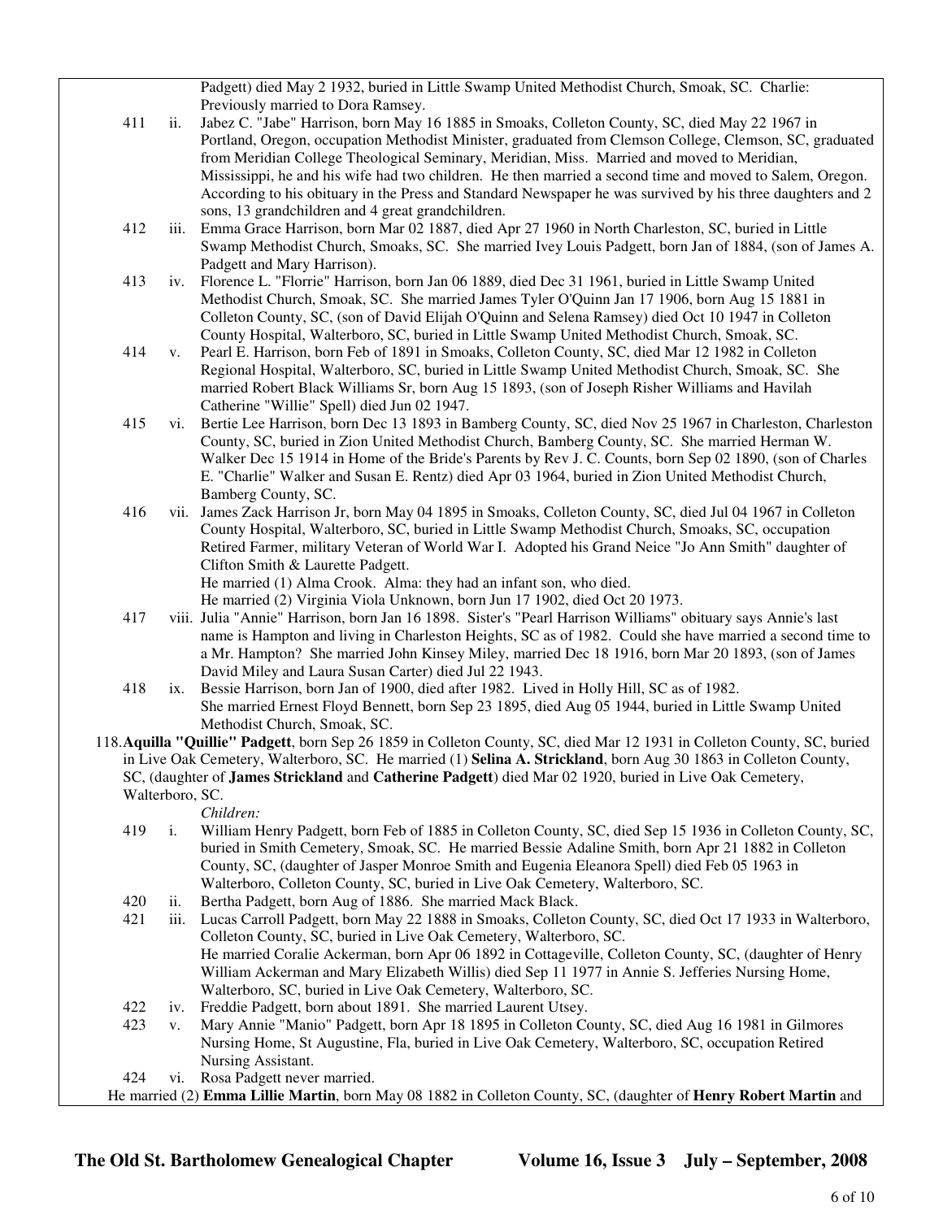Padgett) died May 2 1932, buried in Little Swamp United Methodist Church, Smoak, SC. Charlie: Previously married to Dora Ramsey.

411 ii. Jabez C. "Jabe" Harrison, born May 16 1885 in Smoaks, Colleton County, SC, died May 22 1967 in Portland, Oregon, occupation Methodist Minister, graduated from Clemson College, Clemson, SC, graduated from Meridian College Theological Seminary, Meridian, Miss. Married and moved to Meridian, Mississippi, he and his wife had two children. He then married a second time and moved to Salem, Oregon. According to his obituary in the Press and Standard Newspaper he was survived by his three daughters and 2 sons, 13 grandchildren and 4 great grandchildren.

412 iii. Emma Grace Harrison, born Mar 02 1887, died Apr 27 1960 in North Charleston, SC, buried in Little Swamp Methodist Church, Smoaks, SC. She married Ivey Louis Padgett, born Jan of 1884, (son of James A. Padgett and Mary Harrison).

413 iv. Florence L. "Florrie" Harrison, born Jan 06 1889, died Dec 31 1961, buried in Little Swamp United Methodist Church, Smoak, SC. She married James Tyler O'Quinn Jan 17 1906, born Aug 15 1881 in Colleton County, SC, (son of David Elijah O'Quinn and Selena Ramsey) died Oct 10 1947 in Colleton County Hospital, Walterboro, SC, buried in Little Swamp United Methodist Church, Smoak, SC.

414 v. Pearl E. Harrison, born Feb of 1891 in Smoaks, Colleton County, SC, died Mar 12 1982 in Colleton Regional Hospital, Walterboro, SC, buried in Little Swamp United Methodist Church, Smoak, SC. She married Robert Black Williams Sr, born Aug 15 1893, (son of Joseph Risher Williams and Havilah Catherine "Willie" Spell) died Jun 02 1947.

415 vi. Bertie Lee Harrison, born Dec 13 1893 in Bamberg County, SC, died Nov 25 1967 in Charleston, Charleston County, SC, buried in Zion United Methodist Church, Bamberg County, SC. She married Herman W. Walker Dec 15 1914 in Home of the Bride's Parents by Rev J. C. Counts, born Sep 02 1890, (son of Charles E. "Charlie" Walker and Susan E. Rentz) died Apr 03 1964, buried in Zion United Methodist Church, Bamberg County, SC.

416 vii. James Zack Harrison Jr, born May 04 1895 in Smoaks, Colleton County, SC, died Jul 04 1967 in Colleton County Hospital, Walterboro, SC, buried in Little Swamp Methodist Church, Smoaks, SC, occupation Retired Farmer, military Veteran of World War I. Adopted his Grand Neice "Jo Ann Smith" daughter of Clifton Smith & Laurette Padgett.
He married (1) Alma Crook. Alma: they had an infant son, who died.
He married (2) Virginia Viola Unknown, born Jun 17 1902, died Oct 20 1973.

417 viii. Julia "Annie" Harrison, born Jan 16 1898. Sister's "Pearl Harrison Williams" obituary says Annie's last name is Hampton and living in Charleston Heights, SC as of 1982. Could she have married a second time to a Mr. Hampton? She married John Kinsey Miley, married Dec 18 1916, born Mar 20 1893, (son of James David Miley and Laura Susan Carter) died Jul 22 1943.

418 ix. Bessie Harrison, born Jan of 1900, died after 1982. Lived in Holly Hill, SC as of 1982.
She married Ernest Floyd Bennett, born Sep 23 1895, died Aug 05 1944, buried in Little Swamp United Methodist Church, Smoak, SC.

118. **Aquilla "Quillie" Padgett**, born Sep 26 1859 in Colleton County, SC, died Mar 12 1931 in Colleton County, SC, buried in Live Oak Cemetery, Walterboro, SC. He married (1) **Selina A. Strickland**, born Aug 30 1863 in Colleton County, SC, (daughter of **James Strickland** and **Catherine Padgett**) died Mar 02 1920, buried in Live Oak Cemetery, Walterboro, SC.

*Children:*

419 i. William Henry Padgett, born Feb of 1885 in Colleton County, SC, died Sep 15 1936 in Colleton County, SC, buried in Smith Cemetery, Smoak, SC. He married Bessie Adaline Smith, born Apr 21 1882 in Colleton County, SC, (daughter of Jasper Monroe Smith and Eugenia Eleanora Spell) died Feb 05 1963 in Walterboro, Colleton County, SC, buried in Live Oak Cemetery, Walterboro, SC.

420 ii. Bertha Padgett, born Aug of 1886. She married Mack Black.

421 iii. Lucas Carroll Padgett, born May 22 1888 in Smoaks, Colleton County, SC, died Oct 17 1933 in Walterboro, Colleton County, SC, buried in Live Oak Cemetery, Walterboro, SC.
He married Coralie Ackerman, born Apr 06 1892 in Cottageville, Colleton County, SC, (daughter of Henry William Ackerman and Mary Elizabeth Willis) died Sep 11 1977 in Annie S. Jefferies Nursing Home, Walterboro, SC, buried in Live Oak Cemetery, Walterboro, SC.

422 iv. Freddie Padgett, born about 1891. She married Laurent Utsey.

423 v. Mary Annie "Manio" Padgett, born Apr 18 1895 in Colleton County, SC, died Aug 16 1981 in Gilmores Nursing Home, St Augustine, Fla, buried in Live Oak Cemetery, Walterboro, SC, occupation Retired Nursing Assistant.

424 vi. Rosa Padgett never married.

He married (2) **Emma Lillie Martin**, born May 08 1882 in Colleton County, SC, (daughter of **Henry Robert Martin** and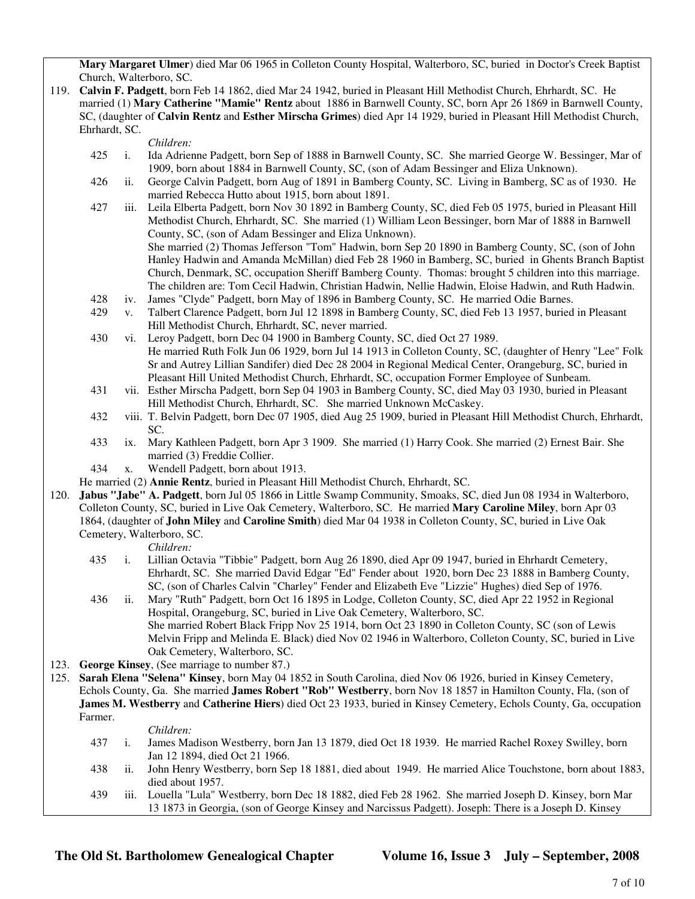**Mary Margaret Ulmer**) died Mar 06 1965 in Colleton County Hospital, Walterboro, SC, buried in Doctor's Creek Baptist Church, Walterboro, SC.

119. **Calvin F. Padgett**, born Feb 14 1862, died Mar 24 1942, buried in Pleasant Hill Methodist Church, Ehrhardt, SC. He married (1) **Mary Catherine "Mamie" Rentz** about 1886 in Barnwell County, SC, born Apr 26 1869 in Barnwell County, SC, (daughter of **Calvin Rentz** and **Esther Mirscha Grimes**) died Apr 14 1929, buried in Pleasant Hill Methodist Church, Ehrhardt, SC.

   *Children:*

   425 i. Ida Adrienne Padgett, born Sep of 1888 in Barnwell County, SC. She married George W. Bessinger, Mar of 1909, born about 1884 in Barnwell County, SC, (son of Adam Bessinger and Eliza Unknown).

   426 ii. George Calvin Padgett, born Aug of 1891 in Bamberg County, SC. Living in Bamberg, SC as of 1930. He married Rebecca Hutto about 1915, born about 1891.

   427 iii. Leila Elberta Padgett, born Nov 30 1892 in Bamberg County, SC, died Feb 05 1975, buried in Pleasant Hill Methodist Church, Ehrhardt, SC. She married (1) William Leon Bessinger, born Mar of 1888 in Barnwell County, SC, (son of Adam Bessinger and Eliza Unknown).
   She married (2) Thomas Jefferson "Tom" Hadwin, born Sep 20 1890 in Bamberg County, SC, (son of John Hanley Hadwin and Amanda McMillan) died Feb 28 1960 in Bamberg, SC, buried in Ghents Branch Baptist Church, Denmark, SC, occupation Sheriff Bamberg County. Thomas: brought 5 children into this marriage. The children are: Tom Cecil Hadwin, Christian Hadwin, Nellie Hadwin, Eloise Hadwin, and Ruth Hadwin.

   428 iv. James "Clyde" Padgett, born May of 1896 in Bamberg County, SC. He married Odie Barnes.

   429 v. Talbert Clarence Padgett, born Jul 12 1898 in Bamberg County, SC, died Feb 13 1957, buried in Pleasant Hill Methodist Church, Ehrhardt, SC, never married.

   430 vi. Leroy Padgett, born Dec 04 1900 in Bamberg County, SC, died Oct 27 1989.
   He married Ruth Folk Jun 06 1929, born Jul 14 1913 in Colleton County, SC, (daughter of Henry "Lee" Folk Sr and Autrey Lillian Sandifer) died Dec 28 2004 in Regional Medical Center, Orangeburg, SC, buried in Pleasant Hill United Methodist Church, Ehrhardt, SC, occupation Former Employee of Sunbeam.

   431 vii. Esther Mirscha Padgett, born Sep 04 1903 in Bamberg County, SC, died May 03 1930, buried in Pleasant Hill Methodist Church, Ehrhardt, SC. She married Unknown McCaskey.

   432 viii. T. Belvin Padgett, born Dec 07 1905, died Aug 25 1909, buried in Pleasant Hill Methodist Church, Ehrhardt, SC.

   433 ix. Mary Kathleen Padgett, born Apr 3 1909. She married (1) Harry Cook. She married (2) Ernest Bair. She married (3) Freddie Collier.

   434 x. Wendell Padgett, born about 1913.

   He married (2) **Annie Rentz**, buried in Pleasant Hill Methodist Church, Ehrhardt, SC.

120. **Jabus "Jabe" A. Padgett**, born Jul 05 1866 in Little Swamp Community, Smoaks, SC, died Jun 08 1934 in Walterboro, Colleton County, SC, buried in Live Oak Cemetery, Walterboro, SC. He married **Mary Caroline Miley**, born Apr 03 1864, (daughter of **John Miley** and **Caroline Smith**) died Mar 04 1938 in Colleton County, SC, buried in Live Oak Cemetery, Walterboro, SC.

   *Children:*

   435 i. Lillian Octavia "Tibbie" Padgett, born Aug 26 1890, died Apr 09 1947, buried in Ehrhardt Cemetery, Ehrhardt, SC. She married David Edgar "Ed" Fender about 1920, born Dec 23 1888 in Bamberg County, SC, (son of Charles Calvin "Charley" Fender and Elizabeth Eve "Lizzie" Hughes) died Sep of 1976.

   436 ii. Mary "Ruth" Padgett, born Oct 16 1895 in Lodge, Colleton County, SC, died Apr 22 1952 in Regional Hospital, Orangeburg, SC, buried in Live Oak Cemetery, Walterboro, SC.
   She married Robert Black Fripp Nov 25 1914, born Oct 23 1890 in Colleton County, SC (son of Lewis Melvin Fripp and Melinda E. Black) died Nov 02 1946 in Walterboro, Colleton County, SC, buried in Live Oak Cemetery, Walterboro, SC.

123. **George Kinsey**, (See marriage to number 87.)

125. **Sarah Elena "Selena" Kinsey**, born May 04 1852 in South Carolina, died Nov 06 1926, buried in Kinsey Cemetery, Echols County, Ga. She married **James Robert "Rob" Westberry**, born Nov 18 1857 in Hamilton County, Fla, (son of **James M. Westberry** and **Catherine Hiers**) died Oct 23 1933, buried in Kinsey Cemetery, Echols County, Ga, occupation Farmer.

   *Children:*

   437 i. James Madison Westberry, born Jan 13 1879, died Oct 18 1939. He married Rachel Roxey Swilley, born Jan 12 1894, died Oct 21 1966.

   438 ii. John Henry Westberry, born Sep 18 1881, died about 1949. He married Alice Touchstone, born about 1883, died about 1957.

   439 iii. Louella "Lula" Westberry, born Dec 18 1882, died Feb 28 1962. She married Joseph D. Kinsey, born Mar 13 1873 in Georgia, (son of George Kinsey and Narcissus Padgett). Joseph: There is a Joseph D. Kinsey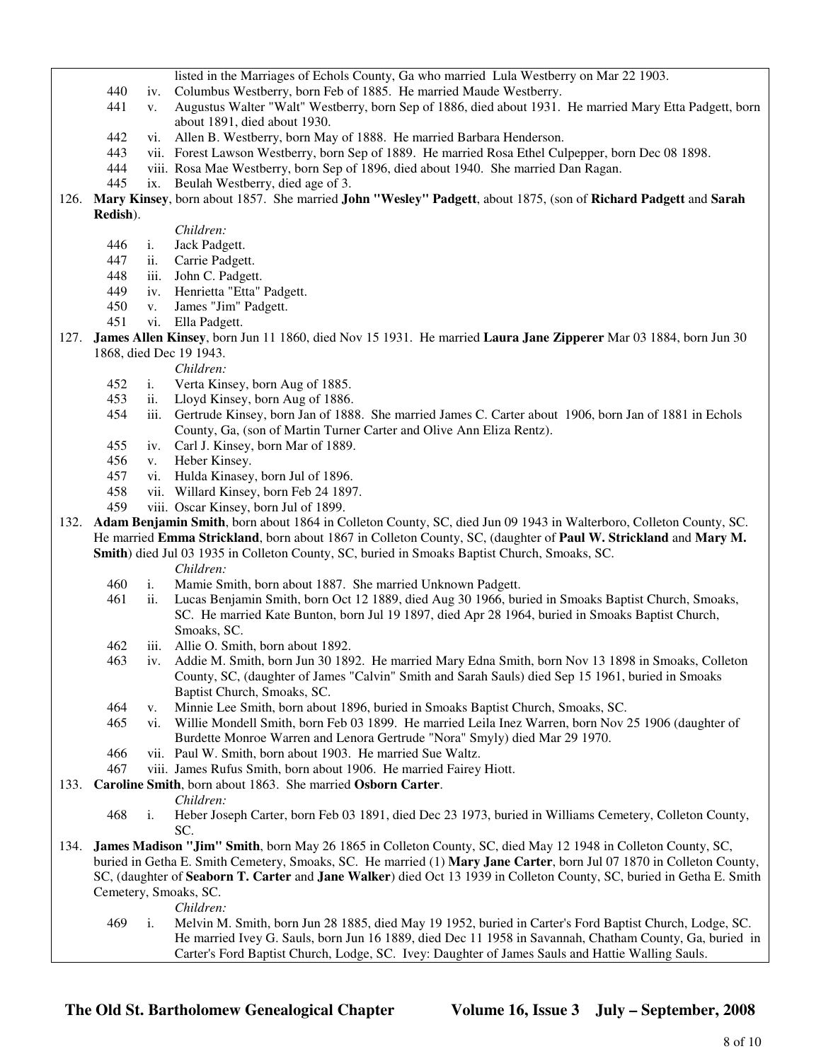listed in the Marriages of Echols County, Ga who married Lula Westberry on Mar 22 1903.

440 iv. Columbus Westberry, born Feb of 1885. He married Maude Westberry.

441 v. Augustus Walter "Walt" Westberry, born Sep of 1886, died about 1931. He married Mary Etta Padgett, born about 1891, died about 1930.

442 vi. Allen B. Westberry, born May of 1888. He married Barbara Henderson.

443 vii. Forest Lawson Westberry, born Sep of 1889. He married Rosa Ethel Culpepper, born Dec 08 1898.

444 viii. Rosa Mae Westberry, born Sep of 1896, died about 1940. She married Dan Ragan.

445 ix. Beulah Westberry, died age of 3.

126. **Mary Kinsey**, born about 1857. She married **John "Wesley" Padgett**, about 1875, (son of **Richard Padgett** and **Sarah Redish**).

*Children:*

446 i. Jack Padgett.

447 ii. Carrie Padgett.

448 iii. John C. Padgett.

449 iv. Henrietta "Etta" Padgett.

450 v. James "Jim" Padgett.

451 vi. Ella Padgett.

127. **James Allen Kinsey**, born Jun 11 1860, died Nov 15 1931. He married **Laura Jane Zipperer** Mar 03 1884, born Jun 30 1868, died Dec 19 1943.

*Children:*

452 i. Verta Kinsey, born Aug of 1885.

453 ii. Lloyd Kinsey, born Aug of 1886.

454 iii. Gertrude Kinsey, born Jan of 1888. She married James C. Carter about 1906, born Jan of 1881 in Echols County, Ga, (son of Martin Turner Carter and Olive Ann Eliza Rentz).

455 iv. Carl J. Kinsey, born Mar of 1889.

456 v. Heber Kinsey.

457 vi. Hulda Kinasey, born Jul of 1896.

458 vii. Willard Kinsey, born Feb 24 1897.

459 viii. Oscar Kinsey, born Jul of 1899.

132. **Adam Benjamin Smith**, born about 1864 in Colleton County, SC, died Jun 09 1943 in Walterboro, Colleton County, SC. He married **Emma Strickland**, born about 1867 in Colleton County, SC, (daughter of **Paul W. Strickland** and **Mary M. Smith**) died Jul 03 1935 in Colleton County, SC, buried in Smoaks Baptist Church, Smoaks, SC.

*Children:*

460 i. Mamie Smith, born about 1887. She married Unknown Padgett.

461 ii. Lucas Benjamin Smith, born Oct 12 1889, died Aug 30 1966, buried in Smoaks Baptist Church, Smoaks, SC. He married Kate Bunton, born Jul 19 1897, died Apr 28 1964, buried in Smoaks Baptist Church, Smoaks, SC.

462 iii. Allie O. Smith, born about 1892.

463 iv. Addie M. Smith, born Jun 30 1892. He married Mary Edna Smith, born Nov 13 1898 in Smoaks, Colleton County, SC, (daughter of James "Calvin" Smith and Sarah Sauls) died Sep 15 1961, buried in Smoaks Baptist Church, Smoaks, SC.

464 v. Minnie Lee Smith, born about 1896, buried in Smoaks Baptist Church, Smoaks, SC.

465 vi. Willie Mondell Smith, born Feb 03 1899. He married Leila Inez Warren, born Nov 25 1906 (daughter of Burdette Monroe Warren and Lenora Gertrude "Nora" Smyly) died Mar 29 1970.

466 vii. Paul W. Smith, born about 1903. He married Sue Waltz.

467 viii. James Rufus Smith, born about 1906. He married Fairey Hiott.

133. **Caroline Smith**, born about 1863. She married **Osborn Carter**.

*Children:*

468 i. Heber Joseph Carter, born Feb 03 1891, died Dec 23 1973, buried in Williams Cemetery, Colleton County, SC.

134. **James Madison "Jim" Smith**, born May 26 1865 in Colleton County, SC, died May 12 1948 in Colleton County, SC, buried in Getha E. Smith Cemetery, Smoaks, SC. He married (1) **Mary Jane Carter**, born Jul 07 1870 in Colleton County, SC, (daughter of **Seaborn T. Carter** and **Jane Walker**) died Oct 13 1939 in Colleton County, SC, buried in Getha E. Smith Cemetery, Smoaks, SC.

*Children:*

469 i. Melvin M. Smith, born Jun 28 1885, died May 19 1952, buried in Carter's Ford Baptist Church, Lodge, SC. He married Ivey G. Sauls, born Jun 16 1889, died Dec 11 1958 in Savannah, Chatham County, Ga, buried in Carter's Ford Baptist Church, Lodge, SC. Ivey: Daughter of James Sauls and Hattie Walling Sauls.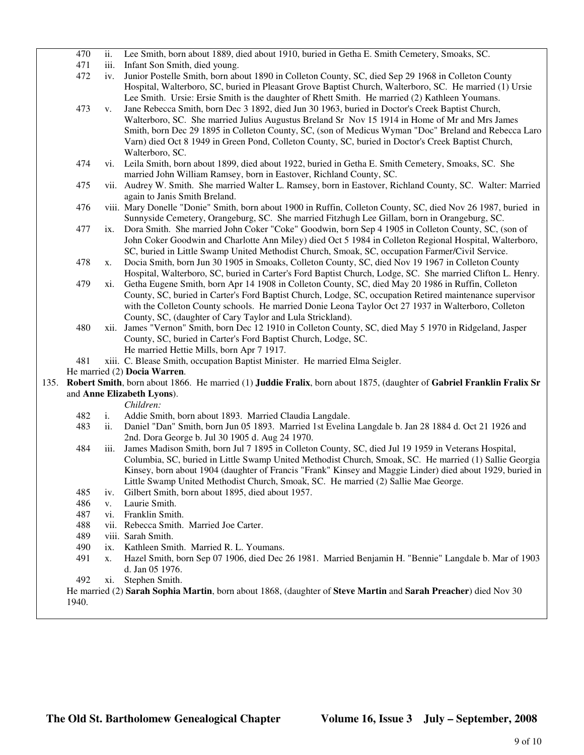470 ii. Lee Smith, born about 1889, died about 1910, buried in Getha E. Smith Cemetery, Smoaks, SC.

471 iii. Infant Son Smith, died young.

472 iv. Junior Postelle Smith, born about 1890 in Colleton County, SC, died Sep 29 1968 in Colleton County Hospital, Walterboro, SC, buried in Pleasant Grove Baptist Church, Walterboro, SC. He married (1) Ursie Lee Smith. Ursie: Ersie Smith is the daughter of Rhett Smith. He married (2) Kathleen Youmans.

473 v. Jane Rebecca Smith, born Dec 3 1892, died Jun 30 1963, buried in Doctor's Creek Baptist Church, Walterboro, SC. She married Julius Augustus Breland Sr Nov 15 1914 in Home of Mr and Mrs James Smith, born Dec 29 1895 in Colleton County, SC, (son of Medicus Wyman "Doc" Breland and Rebecca Laro Varn) died Oct 8 1949 in Green Pond, Colleton County, SC, buried in Doctor's Creek Baptist Church, Walterboro, SC.

474 vi. Leila Smith, born about 1899, died about 1922, buried in Getha E. Smith Cemetery, Smoaks, SC. She married John William Ramsey, born in Eastover, Richland County, SC.

475 vii. Audrey W. Smith. She married Walter L. Ramsey, born in Eastover, Richland County, SC. Walter: Married again to Janis Smith Breland.

476 viii. Mary Donelle "Donie" Smith, born about 1900 in Ruffin, Colleton County, SC, died Nov 26 1987, buried in Sunnyside Cemetery, Orangeburg, SC. She married Fitzhugh Lee Gillam, born in Orangeburg, SC.

477 ix. Dora Smith. She married John Coker "Coke" Goodwin, born Sep 4 1905 in Colleton County, SC, (son of John Coker Goodwin and Charlotte Ann Miley) died Oct 5 1984 in Colleton Regional Hospital, Walterboro, SC, buried in Little Swamp United Methodist Church, Smoak, SC, occupation Farmer/Civil Service.

478 x. Docia Smith, born Jun 30 1905 in Smoaks, Colleton County, SC, died Nov 19 1967 in Colleton County Hospital, Walterboro, SC, buried in Carter's Ford Baptist Church, Lodge, SC. She married Clifton L. Henry.

479 xi. Getha Eugene Smith, born Apr 14 1908 in Colleton County, SC, died May 20 1986 in Ruffin, Colleton County, SC, buried in Carter's Ford Baptist Church, Lodge, SC, occupation Retired maintenance supervisor with the Colleton County schools. He married Donie Leona Taylor Oct 27 1937 in Walterboro, Colleton County, SC, (daughter of Cary Taylor and Lula Strickland).

480 xii. James "Vernon" Smith, born Dec 12 1910 in Colleton County, SC, died May 5 1970 in Ridgeland, Jasper County, SC, buried in Carter's Ford Baptist Church, Lodge, SC.
He married Hettie Mills, born Apr 7 1917.

481 xiii. C. Blease Smith, occupation Baptist Minister. He married Elma Seigler.

He married (2) **Docia Warren**.

135. **Robert Smith**, born about 1866. He married (1) **Juddie Fralix**, born about 1875, (daughter of **Gabriel Franklin Fralix Sr** and **Anne Elizabeth Lyons**).

*Children:*

482 i. Addie Smith, born about 1893. Married Claudia Langdale.

483 ii. Daniel "Dan" Smith, born Jun 05 1893. Married 1st Evelina Langdale b. Jan 28 1884 d. Oct 21 1926 and 2nd. Dora George b. Jul 30 1905 d. Aug 24 1970.

484 iii. James Madison Smith, born Jul 7 1895 in Colleton County, SC, died Jul 19 1959 in Veterans Hospital, Columbia, SC, buried in Little Swamp United Methodist Church, Smoak, SC. He married (1) Sallie Georgia Kinsey, born about 1904 (daughter of Francis "Frank" Kinsey and Maggie Linder) died about 1929, buried in Little Swamp United Methodist Church, Smoak, SC. He married (2) Sallie Mae George.

485 iv. Gilbert Smith, born about 1895, died about 1957.

486 v. Laurie Smith.

487 vi. Franklin Smith.

488 vii. Rebecca Smith. Married Joe Carter.

489 viii. Sarah Smith.

490 ix. Kathleen Smith. Married R. L. Youmans.

491 x. Hazel Smith, born Sep 07 1906, died Dec 26 1981. Married Benjamin H. "Bennie" Langdale b. Mar of 1903 d. Jan 05 1976.

492 xi. Stephen Smith.

He married (2) **Sarah Sophia Martin**, born about 1868, (daughter of **Steve Martin** and **Sarah Preacher**) died Nov 30 1940.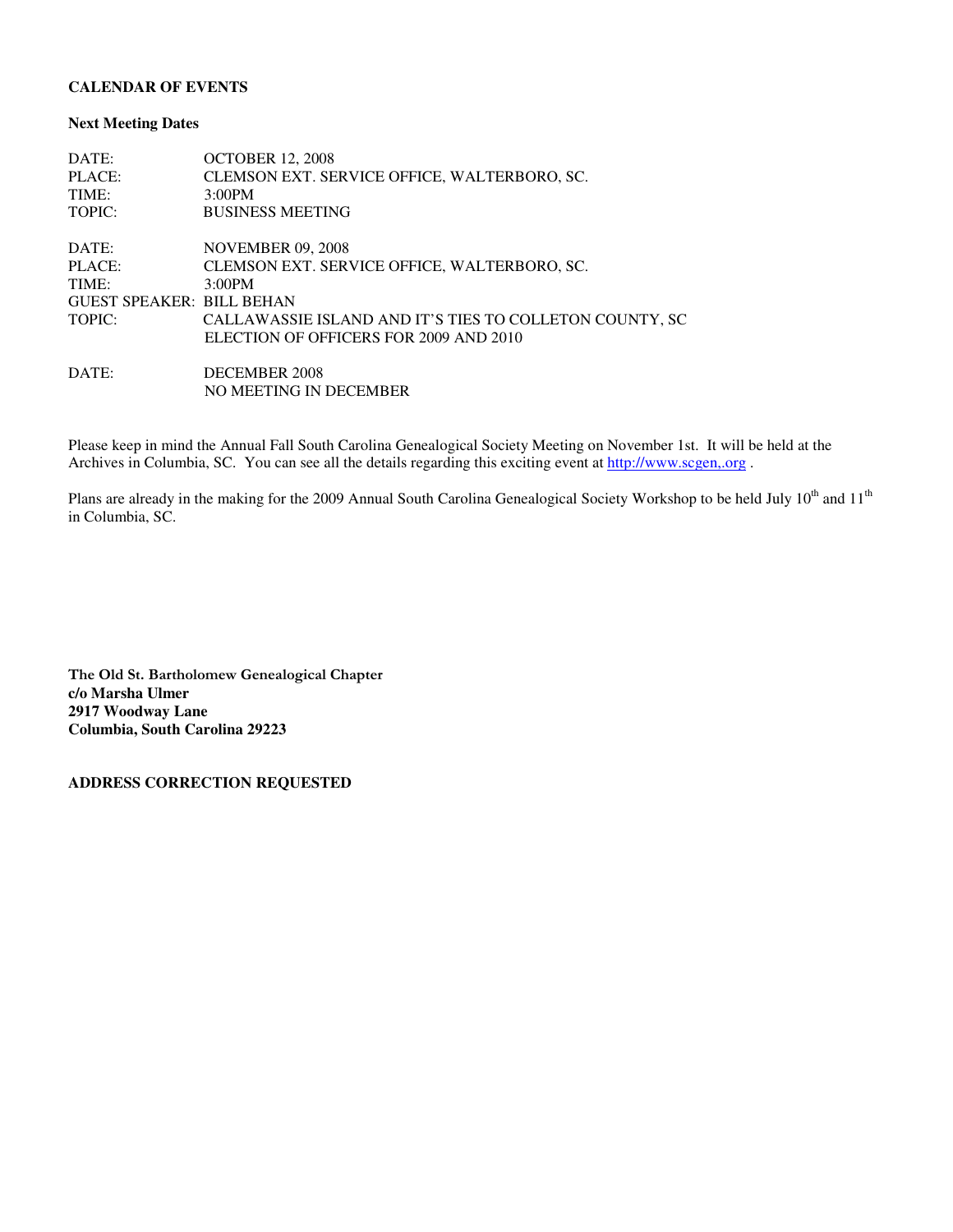**CALENDAR OF EVENTS**

**Next Meeting Dates**

DATE: OCTOBER 12, 2008
PLACE: CLEMSON EXT. SERVICE OFFICE, WALTERBORO, SC.
TIME: 3:00PM
TOPIC: BUSINESS MEETING

DATE: NOVEMBER 09, 2008
PLACE: CLEMSON EXT. SERVICE OFFICE, WALTERBORO, SC.
TIME: 3:00PM
GUEST SPEAKER: BILL BEHAN
TOPIC: CALLAWASSIE ISLAND AND IT'S TIES TO COLLETON COUNTY, SC
ELECTION OF OFFICERS FOR 2009 AND 2010

DATE: DECEMBER 2008
NO MEETING IN DECEMBER

Please keep in mind the Annual Fall South Carolina Genealogical Society Meeting on November 1st. It will be held at the Archives in Columbia, SC. You can see all the details regarding this exciting event at http://www.scgen,.org .

Plans are already in the making for the 2009 Annual South Carolina Genealogical Society Workshop to be held July 10th and 11th in Columbia, SC.

**The Old St. Bartholomew Genealogical Chapter**
**c/o Marsha Ulmer**
**2917 Woodway Lane**
**Columbia, South Carolina 29223**

**ADDRESS CORRECTION REQUESTED**